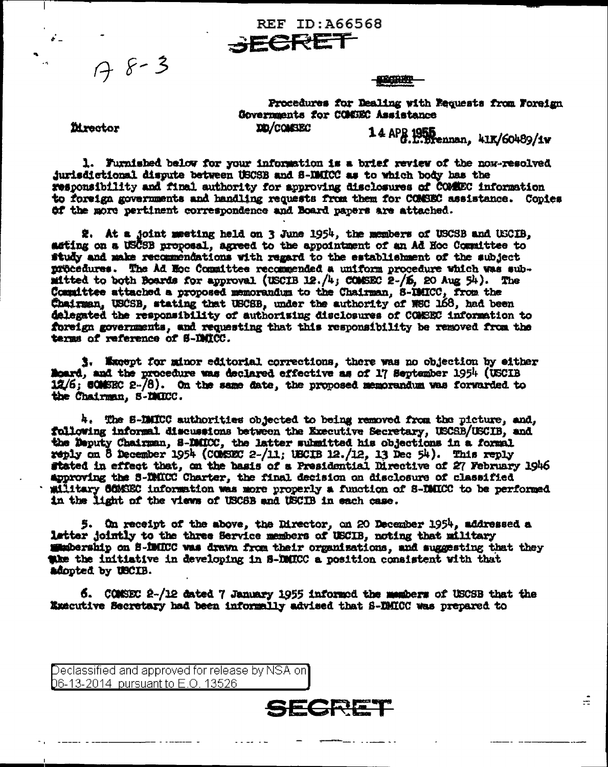REF ID:A66568

SECRET

A 8-3

SECRET

Procedures for Dealing with Requests from Foreign Governments for COMSEC Assistance

Director

DD/COMSEC

14 APR 1955 G.E. Brennan, 41K/60489/lw

1. Furnished below for your information is a brief review of the now-resolved jurisdictional dispute between USCSB and S-IMICC as to which body has the responsibility and final authority for approving disclosures of COMSEC information to foreign governments and handling requests from them for COMSEC assistance. Copies of the more pertinent correspondence and Board papers are attached.

2. At a joint meeting held on 3 June 1954, the members of USCSB and USCIB, acting on a USCSB proposal, agreed to the appointment of an Ad Hoc Committee to study and make recommendations with regard to the establishment of the subject procedures. The Ad Hoc Committee recommended a uniform procedure which was submitted to both Boards for approval (USCIB 12./4; COMSEC 2-/5, 20 Aug 54). The Committee attached a proposed memorandum to the Chairman, S-IMICC, from the Chairman, USCSB, stating that USCSB, under the authority of NSC 168, had been delegated the responsibility of authorizing disclosures of COMSEC information to foreign governments, and requesting that this responsibility be removed from the terms of reference of S-IMICC.

3. Except for minor editorial corrections, there was no objection by either Board, and the procedure was declared effective as of 17 September 1954 (USCIB 12/6; COMSEC 2-/8). On the same date, the proposed memorandum was forwarded to the Chairman, S-IMICC.

4. The S-IMICC authorities objected to being removed from the picture, and, following informal discussions between the Executive Secretary, USCSB/USCIB, and the Deputy Chairman, S-IMICC, the latter submitted his objections in a formal reply on 8 December 1954 (COMSEC 2-/11; USCIB 12./12, 13 Dec 54). This reply stated in effect that, on the basis of a Presidential Directive of 27 February 1946 approving the S-IMICC Charter, the final decision on disclosure of classified military COMSEC information was more properly a function of S-IMICC to be performed in the light of the views of USCSB and USCIB in each case.

5. On receipt of the above, the Director, on 20 December 1954, addressed a letter jointly to the three Service members of USCIB, noting that military membership on S-IMICC was drawn from their organizations, and suggesting that they take the initiative in developing in S-IMICC a position consistent with that adopted by USCIB.

6. COMSEC 2-/12 dated 7 January 1955 informed the members of USCSB that the Executive Secretary had been informally advised that S-IMICC was prepared to

Declassified and approved for release by NSA on 06-13-2014 pursuant to E.O. 13526

SECRET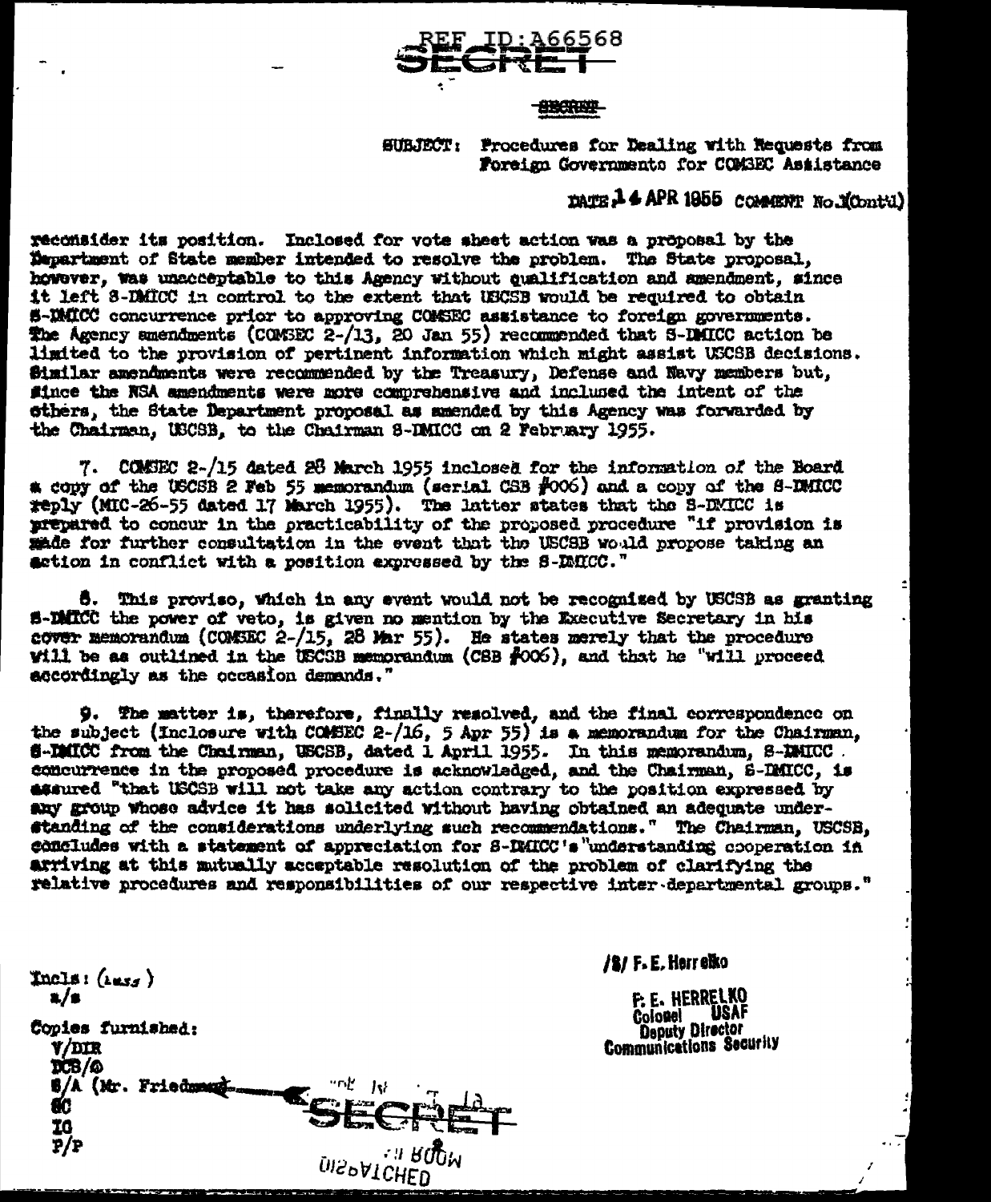REF ID:A66568

SECRET

SECRET

SUBJECT: Procedures for Dealing with Requests from Foreign Governments for COMSEC Assistance

DATE: 14 APR 1955 COMMENT No. 1(Contd)

reconsider its position. Inclosed for vote sheet action was a proposal by the Department of State member intended to resolve the problem. The State proposal, however, was unacceptable to this Agency without qualification and amendment, since it left S-DMICC in control to the extent that USCSB would be required to obtain S-DMICC concurrence prior to approving COMSEC assistance to foreign governments. The Agency amendments (COMSEC 2-/13, 20 Jan 55) recommended that S-DMICC action be limited to the provision of pertinent information which might assist USCSB decisions. Similar amendments were recommended by the Treasury, Defense and Navy members but, since the NSA amendments were more comprehensive and included the intent of the others, the State Department proposal as amended by this Agency was forwarded by the Chairman, USCSB, to the Chairman S-DMICC on 2 February 1955.

7. COMSEC 2-/15 dated 28 March 1955 inclosed for the information of the Board a copy of the USCSB 2 Feb 55 memorandum (serial CSB #006) and a copy of the S-DMICC reply (MIC-26-55 dated 17 March 1955). The latter states that the S-DMICC is prepared to concur in the practicability of the proposed procedure "if provision is made for further consultation in the event that the USCSB would propose taking an action in conflict with a position expressed by the S-DMICC."

8. This proviso, which in any event would not be recognized by USCSB as granting S-DMICC the power of veto, is given no mention by the Executive Secretary in his cover memorandum (COMSEC 2-/15, 28 Mar 55). He states merely that the procedure will be as outlined in the USCSB memorandum (CSB #006), and that he "will proceed accordingly as the occasion demands."

9. The matter is, therefore, finally resolved, and the final correspondence on the subject (Inclosure with COMSEC 2-/16, 5 Apr 55) is a memorandum for the Chairman, S-DMICC from the Chairman, USCSB, dated 1 April 1955. In this memorandum, S-DMICC concurrence in the proposed procedure is acknowledged, and the Chairman, S-DMICC, is assured "that USCSB will not take any action contrary to the position expressed by any group whose advice it has solicited without having obtained an adequate understanding of the considerations underlying such recommendations." The Chairman, USCSB, concludes with a statement of appreciation for S-DMICC's "understanding cooperation in arriving at this mutually acceptable resolution of the problem of clarifying the relative procedures and responsibilities of our respective inter-departmental groups."

Incls: (less)
a/s

/S/ F. E. Herrelko

F. E. HERRELKO
Colonel USAF
Deputy Director
Communications Security

Copies furnished:
V/DIR
DCB/O
S/A (Mr. Friedman)
SC
IO
P/P

SECRET

DISPATCHED